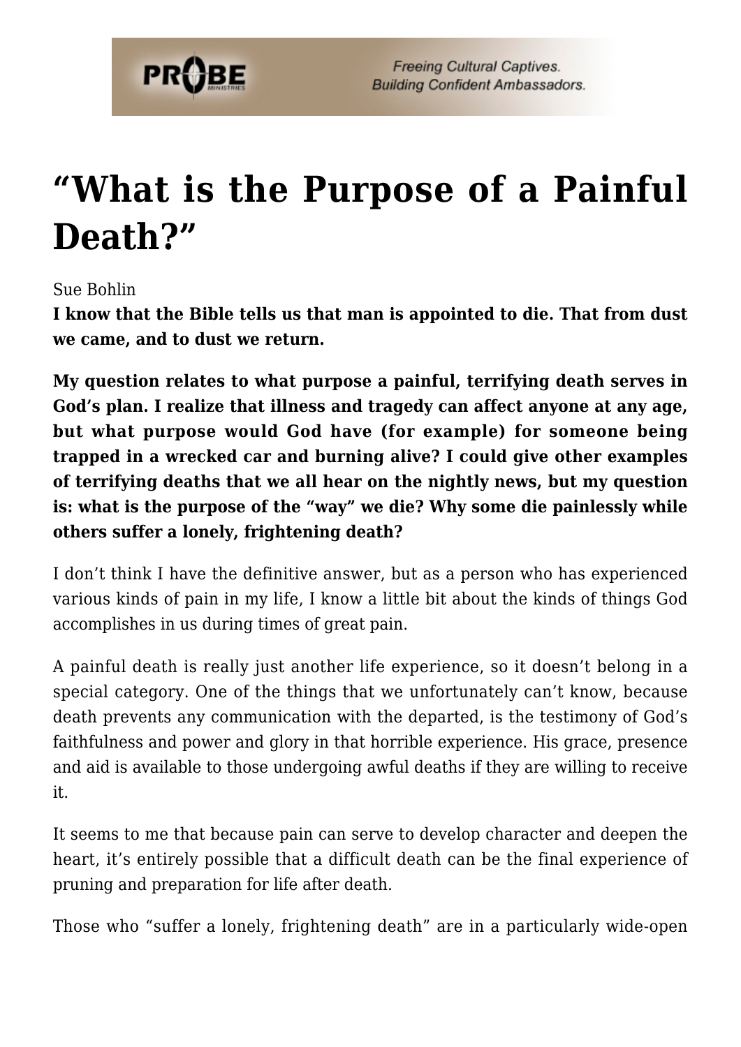# "What is the Purpose of a Painful Death?"

Sue Bohlin

**I know that the Bible tells us that man is appointed to die. That from dust we came, and to dust we return.**

**My question relates to what purpose a painful, terrifying death serves in God's plan. I realize that illness and tragedy can affect anyone at any age, but what purpose would God have (for example) for someone being trapped in a wrecked car and burning alive? I could give other examples of terrifying deaths that we all hear on the nightly news, but my question is: what is the purpose of the "way" we die? Why some die painlessly while others suffer a lonely, frightening death?**

I don't think I have the definitive answer, but as a person who has experienced various kinds of pain in my life, I know a little bit about the kinds of things God accomplishes in us during times of great pain.

A painful death is really just another life experience, so it doesn't belong in a special category. One of the things that we unfortunately can't know, because death prevents any communication with the departed, is the testimony of God's faithfulness and power and glory in that horrible experience. His grace, presence and aid is available to those undergoing awful deaths if they are willing to receive it.

It seems to me that because pain can serve to develop character and deepen the heart, it's entirely possible that a difficult death can be the final experience of pruning and preparation for life after death.

Those who "suffer a lonely, frightening death" are in a particularly wide-open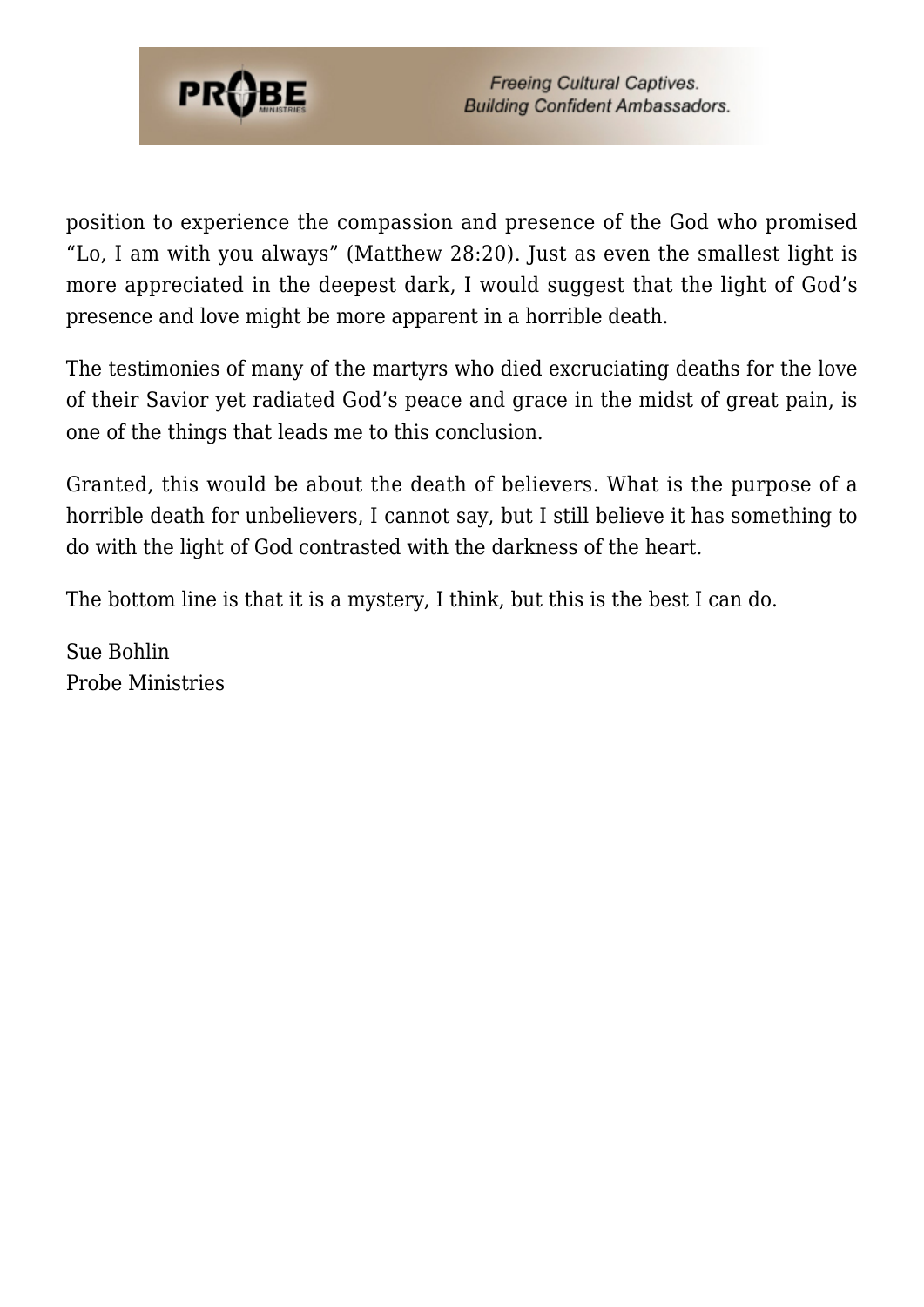position to experience the compassion and presence of the God who promised "Lo, I am with you always" (Matthew 28:20). Just as even the smallest light is more appreciated in the deepest dark, I would suggest that the light of God's presence and love might be more apparent in a horrible death.

The testimonies of many of the martyrs who died excruciating deaths for the love of their Savior yet radiated God's peace and grace in the midst of great pain, is one of the things that leads me to this conclusion.

Granted, this would be about the death of believers. What is the purpose of a horrible death for unbelievers, I cannot say, but I still believe it has something to do with the light of God contrasted with the darkness of the heart.

The bottom line is that it is a mystery, I think, but this is the best I can do.

Sue Bohlin
Probe Ministries